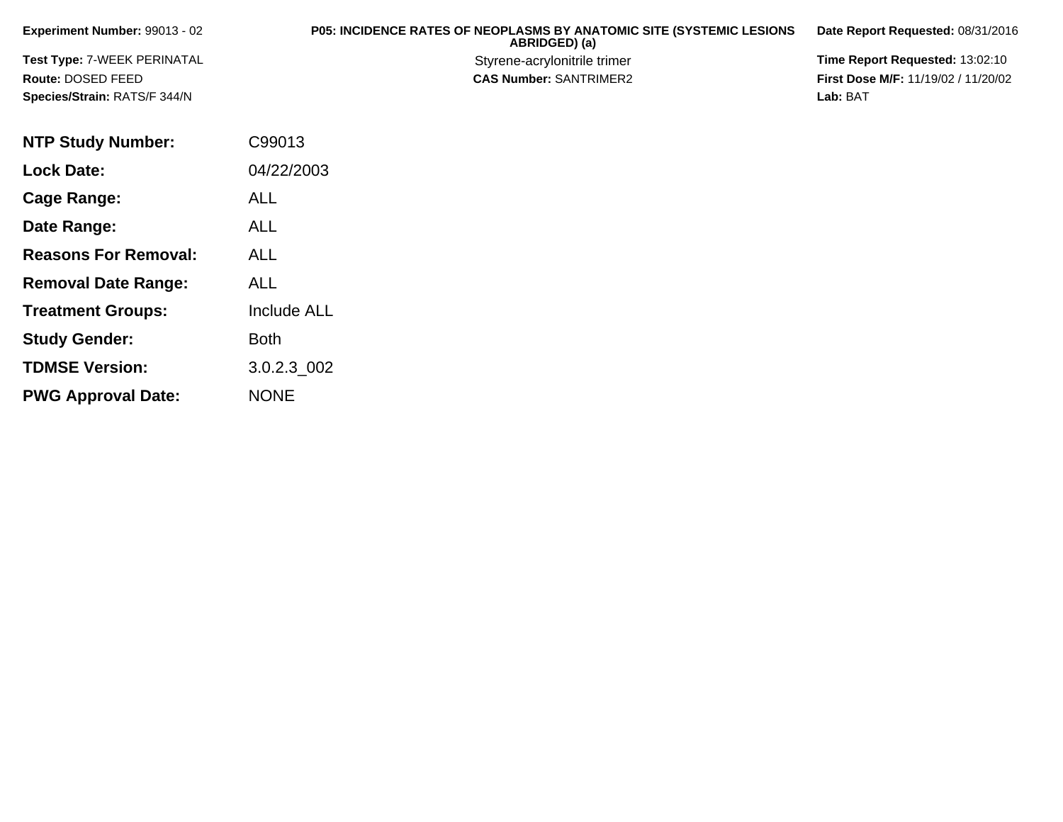**Experiment Number:** 99013 - 02

**Test Type:** 7-WEEK PERINATAL

**Route:** DOSED FEED

**Species/Strain:** RATS/F 344/N

**P05: INCIDENCE RATES OF NEOPLASMS BY ANATOMIC SITE (SYSTEMIC LESIONS ABRIDGED) (a)**

Styrene-acrylonitrile trimer

**CAS Number:** SANTRIMER2

**Date Report Requested:** 08/31/2016

**Time Report Requested:** 13:02:10

**First Dose M/F:** 11/19/02 / 11/20/02

**Lab:** BAT

| | |
|---|---|
| **NTP Study Number:** | C99013 |
| **Lock Date:** | 04/22/2003 |
| **Cage Range:** | ALL |
| **Date Range:** | ALL |
| **Reasons For Removal:** | ALL |
| **Removal Date Range:** | ALL |
| **Treatment Groups:** | Include ALL |
| **Study Gender:** | Both |
| **TDMSE Version:** | 3.0.2.3_002 |
| **PWG Approval Date:** | NONE |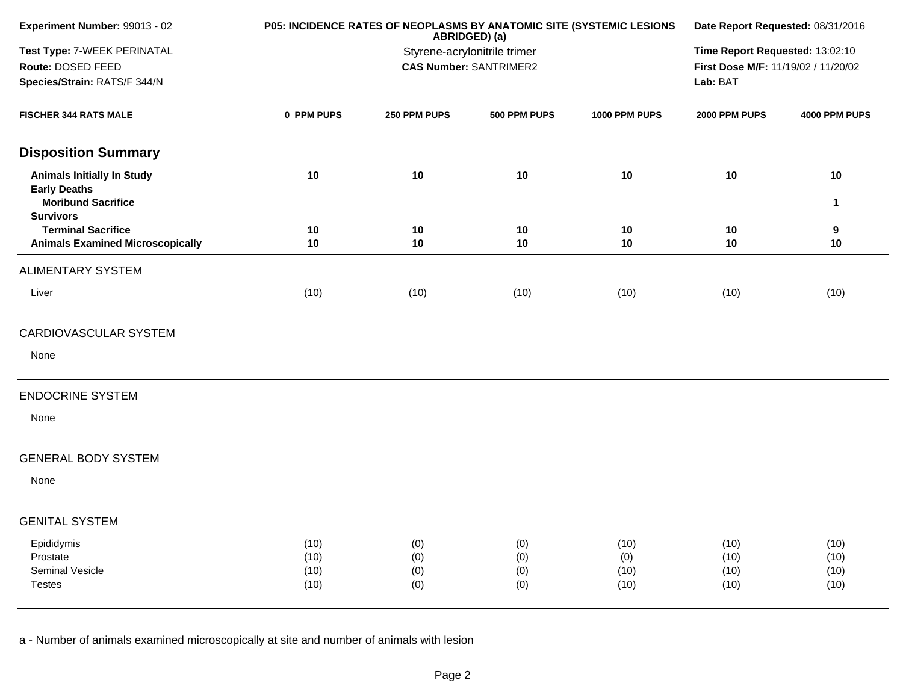**Experiment Number:** 99013 - 02

**Test Type:** 7-WEEK PERINATAL

**Route:** DOSED FEED

**Species/Strain:** RATS/F 344/N

**P05: INCIDENCE RATES OF NEOPLASMS BY ANATOMIC SITE (SYSTEMIC LESIONS ABRIDGED) (a)**

Styrene-acrylonitrile trimer

**CAS Number:** SANTRIMER2

**Date Report Requested:** 08/31/2016

**Time Report Requested:** 13:02:10

**First Dose M/F:** 11/19/02 / 11/20/02

**Lab:** BAT

| FISCHER 344 RATS MALE | 0_PPM PUPS | 250 PPM PUPS | 500 PPM PUPS | 1000 PPM PUPS | 2000 PPM PUPS | 4000 PPM PUPS |
|---|---|---|---|---|---|---|
| **Disposition Summary** | | | | | | |
| **Animals Initially In Study** | **10** | **10** | **10** | **10** | **10** | **10** |
| **Early Deaths** | | | | | | |
| **Moribund Sacrifice** | | | | | | **1** |
| **Survivors** | | | | | | |
| **Terminal Sacrifice** | **10** | **10** | **10** | **10** | **10** | **9** |
| **Animals Examined Microscopically** | **10** | **10** | **10** | **10** | **10** | **10** |
| ALIMENTARY SYSTEM | | | | | | |
| Liver | (10) | (10) | (10) | (10) | (10) | (10) |
| CARDIOVASCULAR SYSTEM | | | | | | |
| None | | | | | | |
| ENDOCRINE SYSTEM | | | | | | |
| None | | | | | | |
| GENERAL BODY SYSTEM | | | | | | |
| None | | | | | | |
| GENITAL SYSTEM | | | | | | |
| Epididymis | (10) | (0) | (0) | (10) | (10) | (10) |
| Prostate | (10) | (0) | (0) | (0) | (10) | (10) |
| Seminal Vesicle | (10) | (0) | (0) | (10) | (10) | (10) |
| Testes | (10) | (0) | (0) | (10) | (10) | (10) |

a - Number of animals examined microscopically at site and number of animals with lesion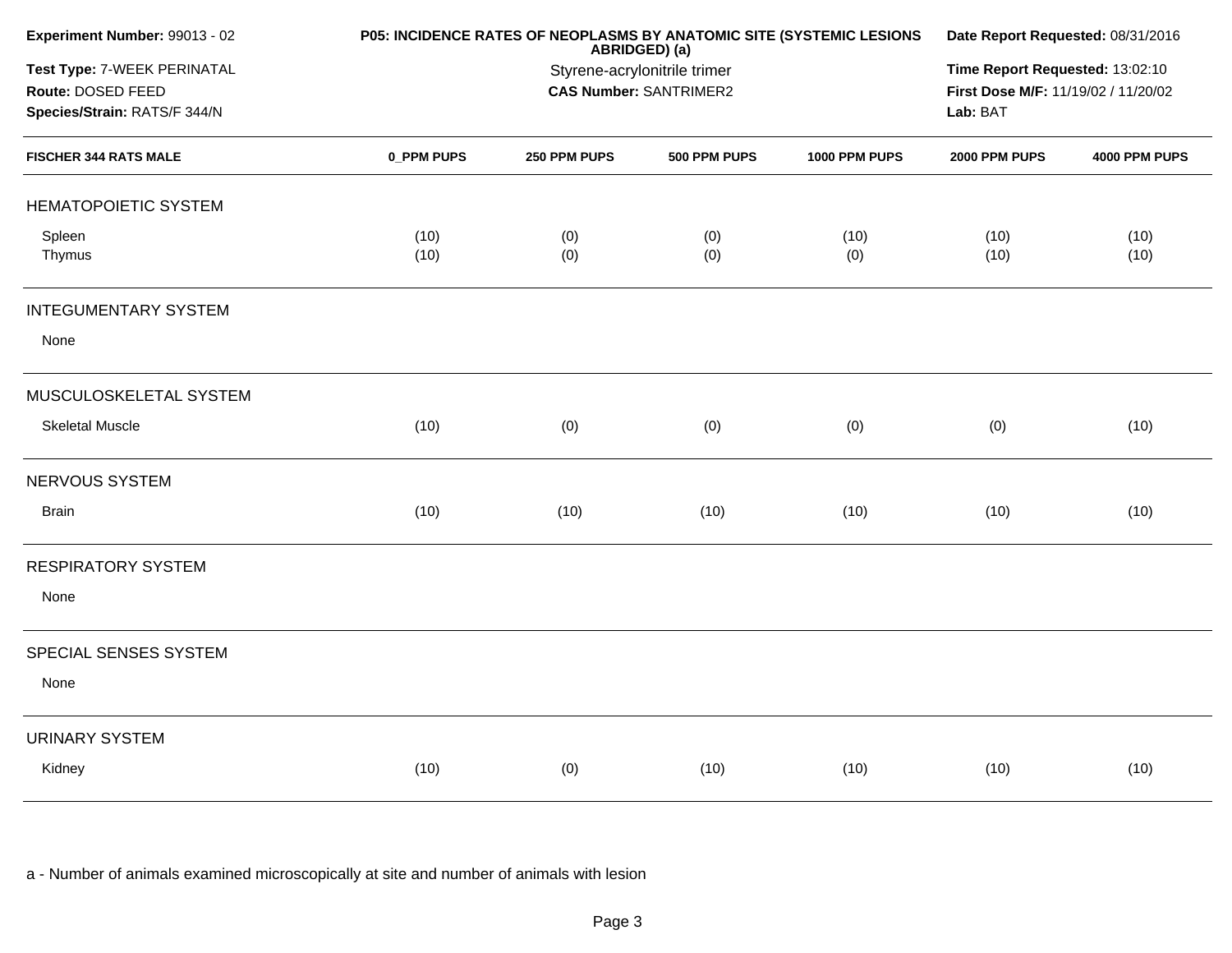**Experiment Number:** 99013 - 02
**Test Type:** 7-WEEK PERINATAL
**Route:** DOSED FEED
**Species/Strain:** RATS/F 344/N

**P05: INCIDENCE RATES OF NEOPLASMS BY ANATOMIC SITE (SYSTEMIC LESIONS ABRIDGED) (a)**
Styrene-acrylonitrile trimer
**CAS Number:** SANTRIMER2

**Date Report Requested:** 08/31/2016
**Time Report Requested:** 13:02:10
**First Dose M/F:** 11/19/02 / 11/20/02
**Lab:** BAT

| FISCHER 344 RATS MALE | 0_PPM PUPS | 250 PPM PUPS | 500 PPM PUPS | 1000 PPM PUPS | 2000 PPM PUPS | 4000 PPM PUPS |
|---|---|---|---|---|---|---|
| **HEMATOPOIETIC SYSTEM** | | | | | | |
| Spleen | (10) | (0) | (0) | (10) | (10) | (10) |
| Thymus | (10) | (0) | (0) | (0) | (10) | (10) |
| **INTEGUMENTARY SYSTEM** | | | | | | |
| None | | | | | | |
| **MUSCULOSKELETAL SYSTEM** | | | | | | |
| Skeletal Muscle | (10) | (0) | (0) | (0) | (0) | (10) |
| **NERVOUS SYSTEM** | | | | | | |
| Brain | (10) | (10) | (10) | (10) | (10) | (10) |
| **RESPIRATORY SYSTEM** | | | | | | |
| None | | | | | | |
| **SPECIAL SENSES SYSTEM** | | | | | | |
| None | | | | | | |
| **URINARY SYSTEM** | | | | | | |
| Kidney | (10) | (0) | (10) | (10) | (10) | (10) |

a - Number of animals examined microscopically at site and number of animals with lesion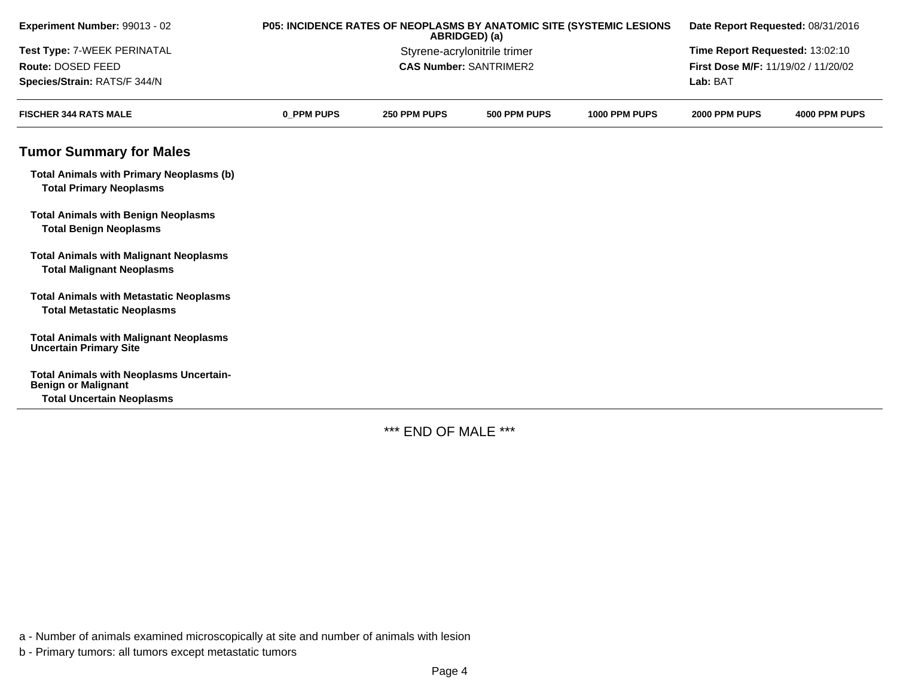| Experiment Number: 99013 - 02 | P05: INCIDENCE RATES OF NEOPLASMS BY ANATOMIC SITE (SYSTEMIC LESIONS ABRIDGED) (a) | Date Report Requested: 08/31/2016 |
|---|---|---|
| Test Type: 7-WEEK PERINATAL | Styrene-acrylonitrile trimer | Time Report Requested: 13:02:10 |
| Route: DOSED FEED | CAS Number: SANTRIMER2 | First Dose M/F: 11/19/02 / 11/20/02 |
| Species/Strain: RATS/F 344/N | | Lab: BAT |

| FISCHER 344 RATS MALE | 0_PPM PUPS | 250 PPM PUPS | 500 PPM PUPS | 1000 PPM PUPS | 2000 PPM PUPS | 4000 PPM PUPS |
|---|---|---|---|---|---|---|

## Tumor Summary for Males

| | | | | | | |
|---|---|---|---|---|---|---|
| **Total Animals with Primary Neoplasms (b)** | | | | | | |
| **Total Primary Neoplasms** | | | | | | |
| **Total Animals with Benign Neoplasms** | | | | | | |
| **Total Benign Neoplasms** | | | | | | |
| **Total Animals with Malignant Neoplasms** | | | | | | |
| **Total Malignant Neoplasms** | | | | | | |
| **Total Animals with Metastatic Neoplasms** | | | | | | |
| **Total Metastatic Neoplasms** | | | | | | |
| **Total Animals with Malignant Neoplasms Uncertain Primary Site** | | | | | | |
| **Total Animals with Neoplasms Uncertain-Benign or Malignant** | | | | | | |
| **Total Uncertain Neoplasms** | | | | | | |

*** END OF MALE ***

a - Number of animals examined microscopically at site and number of animals with lesion

b - Primary tumors: all tumors except metastatic tumors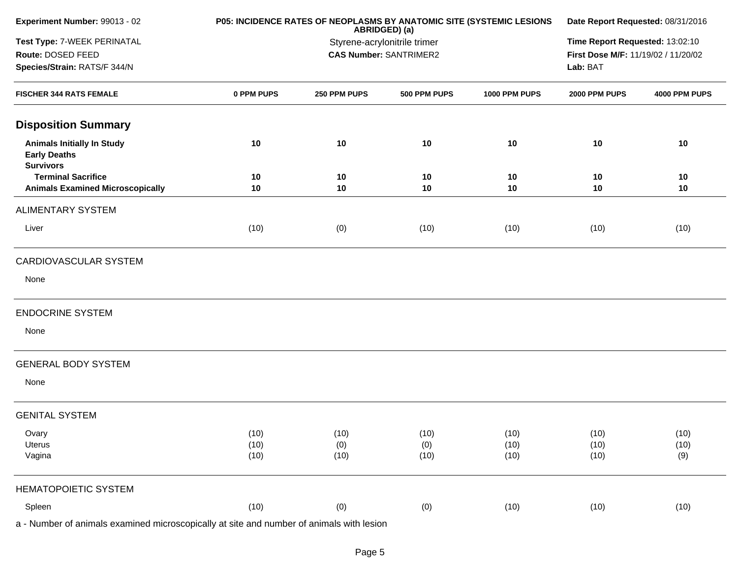**Experiment Number:** 99013 - 02
**Test Type:** 7-WEEK PERINATAL
**Route:** DOSED FEED
**Species/Strain:** RATS/F 344/N

**P05: INCIDENCE RATES OF NEOPLASMS BY ANATOMIC SITE (SYSTEMIC LESIONS ABRIDGED) (a)**
Styrene-acrylonitrile trimer
**CAS Number:** SANTRIMER2

**Date Report Requested:** 08/31/2016
**Time Report Requested:** 13:02:10
**First Dose M/F:** 11/19/02 / 11/20/02
**Lab:** BAT

| FISCHER 344 RATS FEMALE | 0 PPM PUPS | 250 PPM PUPS | 500 PPM PUPS | 1000 PPM PUPS | 2000 PPM PUPS | 4000 PPM PUPS |
|---|---|---|---|---|---|---|
| **Disposition Summary** | | | | | | |
| **Animals Initially In Study** | **10** | **10** | **10** | **10** | **10** | **10** |
| **Early Deaths** | | | | | | |
| **Survivors** | | | | | | |
| **Terminal Sacrifice** | **10** | **10** | **10** | **10** | **10** | **10** |
| **Animals Examined Microscopically** | **10** | **10** | **10** | **10** | **10** | **10** |
| ALIMENTARY SYSTEM | | | | | | |
| Liver | (10) | (0) | (10) | (10) | (10) | (10) |
| CARDIOVASCULAR SYSTEM | | | | | | |
| None | | | | | | |
| ENDOCRINE SYSTEM | | | | | | |
| None | | | | | | |
| GENERAL BODY SYSTEM | | | | | | |
| None | | | | | | |
| GENITAL SYSTEM | | | | | | |
| Ovary | (10) | (10) | (10) | (10) | (10) | (10) |
| Uterus | (10) | (0) | (0) | (10) | (10) | (10) |
| Vagina | (10) | (10) | (10) | (10) | (10) | (9) |
| HEMATOPOIETIC SYSTEM | | | | | | |
| Spleen | (10) | (0) | (0) | (10) | (10) | (10) |

a - Number of animals examined microscopically at site and number of animals with lesion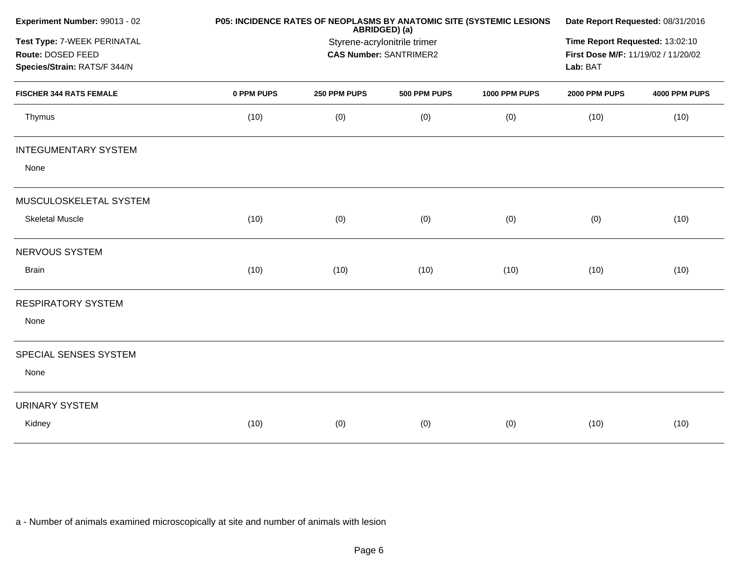**Experiment Number:** 99013 - 02
**Test Type:** 7-WEEK PERINATAL
**Route:** DOSED FEED
**Species/Strain:** RATS/F 344/N

**P05: INCIDENCE RATES OF NEOPLASMS BY ANATOMIC SITE (SYSTEMIC LESIONS ABRIDGED) (a)**
Styrene-acrylonitrile trimer
**CAS Number:** SANTRIMER2

**Date Report Requested:** 08/31/2016
**Time Report Requested:** 13:02:10
**First Dose M/F:** 11/19/02 / 11/20/02
**Lab:** BAT

| FISCHER 344 RATS FEMALE | 0 PPM PUPS | 250 PPM PUPS | 500 PPM PUPS | 1000 PPM PUPS | 2000 PPM PUPS | 4000 PPM PUPS |
|---|---|---|---|---|---|---|
| Thymus | (10) | (0) | (0) | (0) | (10) | (10) |
| INTEGUMENTARY SYSTEM | | | | | | |
| None | | | | | | |
| MUSCULOSKELETAL SYSTEM | | | | | | |
| Skeletal Muscle | (10) | (0) | (0) | (0) | (0) | (10) |
| NERVOUS SYSTEM | | | | | | |
| Brain | (10) | (10) | (10) | (10) | (10) | (10) |
| RESPIRATORY SYSTEM | | | | | | |
| None | | | | | | |
| SPECIAL SENSES SYSTEM | | | | | | |
| None | | | | | | |
| URINARY SYSTEM | | | | | | |
| Kidney | (10) | (0) | (0) | (0) | (10) | (10) |

a - Number of animals examined microscopically at site and number of animals with lesion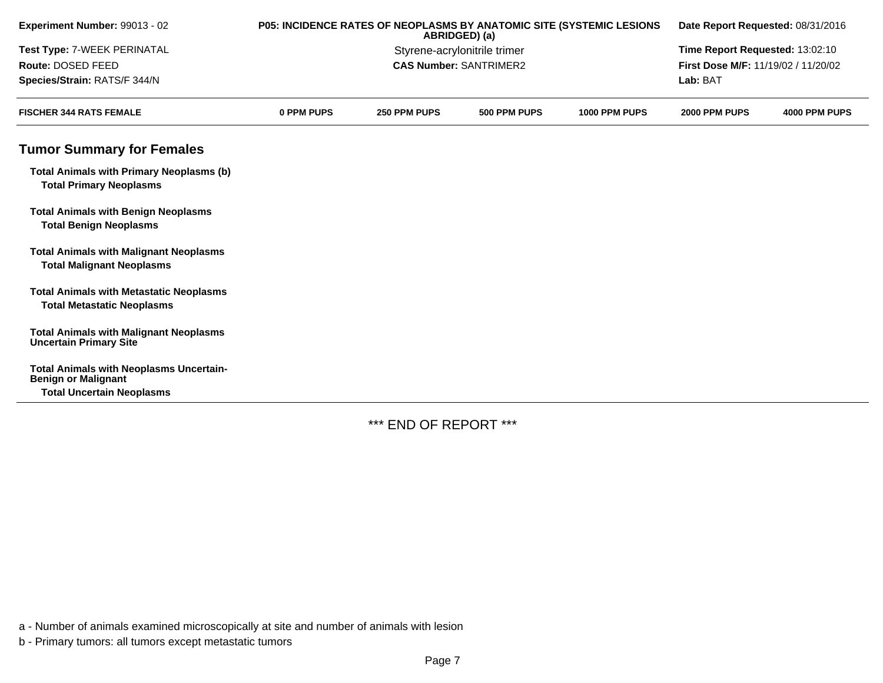Experiment Number: 99013 - 02
Test Type: 7-WEEK PERINATAL
Route: DOSED FEED
Species/Strain: RATS/F 344/N

P05: INCIDENCE RATES OF NEOPLASMS BY ANATOMIC SITE (SYSTEMIC LESIONS ABRIDGED) (a)
Styrene-acrylonitrile trimer
CAS Number: SANTRIMER2

Date Report Requested: 08/31/2016
Time Report Requested: 13:02:10
First Dose M/F: 11/19/02 / 11/20/02
Lab: BAT

| FISCHER 344 RATS FEMALE | 0 PPM PUPS | 250 PPM PUPS | 500 PPM PUPS | 1000 PPM PUPS | 2000 PPM PUPS | 4000 PPM PUPS |
|---|---|---|---|---|---|---|
| **Tumor Summary for Females** | | | | | | |
| **Total Animals with Primary Neoplasms (b)** | | | | | | |
| **Total Primary Neoplasms** | | | | | | |
| **Total Animals with Benign Neoplasms** | | | | | | |
| **Total Benign Neoplasms** | | | | | | |
| **Total Animals with Malignant Neoplasms** | | | | | | |
| **Total Malignant Neoplasms** | | | | | | |
| **Total Animals with Metastatic Neoplasms** | | | | | | |
| **Total Metastatic Neoplasms** | | | | | | |
| **Total Animals with Malignant Neoplasms Uncertain Primary Site** | | | | | | |
| **Total Animals with Neoplasms Uncertain-Benign or Malignant** | | | | | | |
| **Total Uncertain Neoplasms** | | | | | | |

*** END OF REPORT ***

a - Number of animals examined microscopically at site and number of animals with lesion

b - Primary tumors: all tumors except metastatic tumors